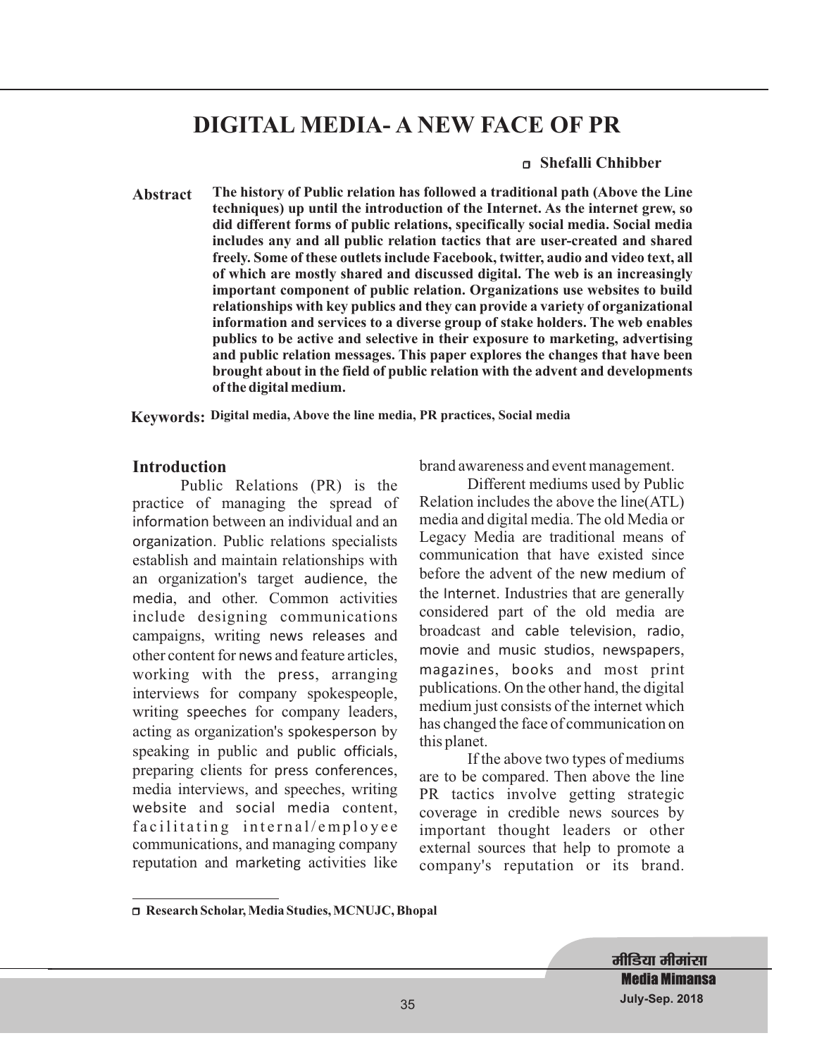# DIGITAL MEDIA- A NEW FACE OF PR

**Shefalli Chhibber** [□]

**Abstract** **The history of Public relation has followed a traditional path (Above the Line techniques) up until the introduction of the Internet. As the internet grew, so did different forms of public relations, specifically social media. Social media includes any and all public relation tactics that are user-created and shared freely. Some of these outlets include Facebook, twitter, audio and video text, all of which are mostly shared and discussed digital. The web is an increasingly important component of public relation. Organizations use websites to build relationships with key publics and they can provide a variety of organizational information and services to a diverse group of stake holders. The web enables publics to be active and selective in their exposure to marketing, advertising and public relation messages. This paper explores the changes that have been brought about in the field of public relation with the advent and developments of the digital medium.**

**Keywords: Digital media, Above the line media, PR practices, Social media**

## Introduction

Public Relations (PR) is the practice of managing the spread of information between an individual and an organization. Public relations specialists establish and maintain relationships with an organization's target audience, the media, and other. Common activities include designing communications campaigns, writing news releases and other content for news and feature articles, working with the press, arranging interviews for company spokespeople, writing speeches for company leaders, acting as organization's spokesperson by speaking in public and public officials, preparing clients for press conferences, media interviews, and speeches, writing website and social media content, facilitating internal/employee communications, and managing company reputation and marketing activities like brand awareness and event management.

Different mediums used by Public Relation includes the above the line(ATL) media and digital media. The old Media or Legacy Media are traditional means of communication that have existed since before the advent of the new medium of the Internet. Industries that are generally considered part of the old media are broadcast and cable television, radio, movie and music studios, newspapers, magazines, books and most print publications. On the other hand, the digital medium just consists of the internet which has changed the face of communication on this planet.

If the above two types of mediums are to be compared. Then above the line PR tactics involve getting strategic coverage in credible news sources by important thought leaders or other external sources that help to promote a company's reputation or its brand.

---

□ **Research Scholar, Media Studies, MCNUJC, Bhopal**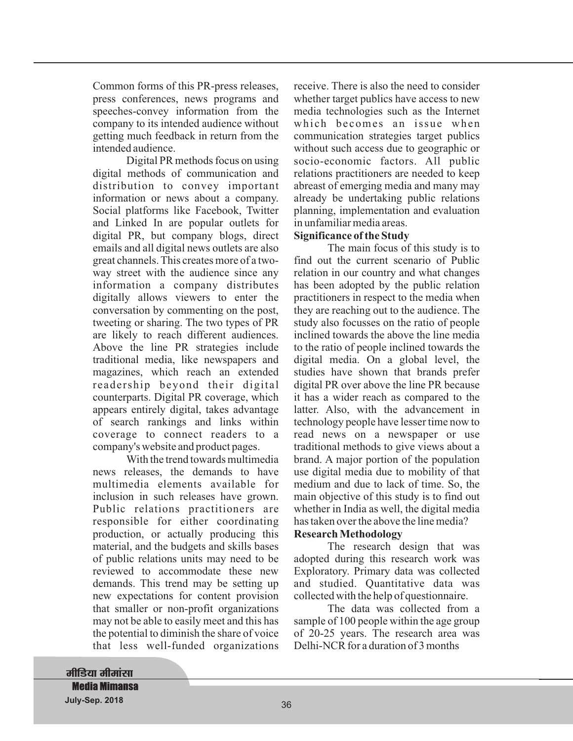Common forms of this PR-press releases, press conferences, news programs and speeches-convey information from the company to its intended audience without getting much feedback in return from the intended audience.

Digital PR methods focus on using digital methods of communication and distribution to convey important information or news about a company. Social platforms like Facebook, Twitter and Linked In are popular outlets for digital PR, but company blogs, direct emails and all digital news outlets are also great channels. This creates more of a two-way street with the audience since any information a company distributes digitally allows viewers to enter the conversation by commenting on the post, tweeting or sharing. The two types of PR are likely to reach different audiences. Above the line PR strategies include traditional media, like newspapers and magazines, which reach an extended readership beyond their digital counterparts. Digital PR coverage, which appears entirely digital, takes advantage of search rankings and links within coverage to connect readers to a company's website and product pages.

With the trend towards multimedia news releases, the demands to have multimedia elements available for inclusion in such releases have grown. Public relations practitioners are responsible for either coordinating production, or actually producing this material, and the budgets and skills bases of public relations units may need to be reviewed to accommodate these new demands. This trend may be setting up new expectations for content provision that smaller or non-profit organizations may not be able to easily meet and this has the potential to diminish the share of voice that less well-funded organizations receive. There is also the need to consider whether target publics have access to new media technologies such as the Internet which becomes an issue when communication strategies target publics without such access due to geographic or socio-economic factors. All public relations practitioners are needed to keep abreast of emerging media and many may already be undertaking public relations planning, implementation and evaluation in unfamiliar media areas.

**Significance of the Study**

The main focus of this study is to find out the current scenario of Public relation in our country and what changes has been adopted by the public relation practitioners in respect to the media when they are reaching out to the audience. The study also focusses on the ratio of people inclined towards the above the line media to the ratio of people inclined towards the digital media. On a global level, the studies have shown that brands prefer digital PR over above the line PR because it has a wider reach as compared to the latter. Also, with the advancement in technology people have lesser time now to read news on a newspaper or use traditional methods to give views about a brand. A major portion of the population use digital media due to mobility of that medium and due to lack of time. So, the main objective of this study is to find out whether in India as well, the digital media has taken over the above the line media?

**Research Methodology**

The research design that was adopted during this research work was Exploratory. Primary data was collected and studied. Quantitative data was collected with the help of questionnaire.

The data was collected from a sample of 100 people within the age group of 20-25 years. The research area was Delhi-NCR for a duration of 3 months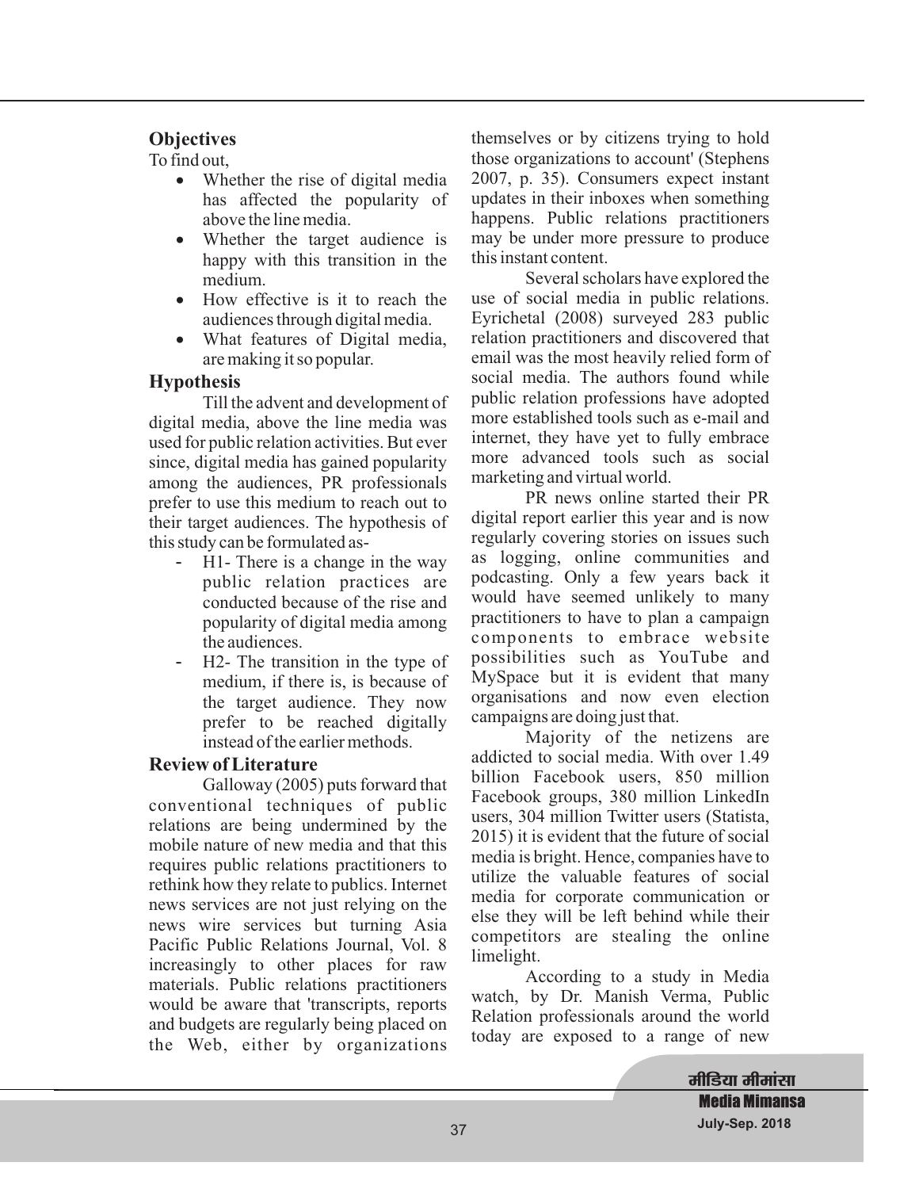## Objectives

To find out,

- Whether the rise of digital media has affected the popularity of above the line media.
- Whether the target audience is happy with this transition in the medium.
- How effective is it to reach the audiences through digital media.
- What features of Digital media, are making it so popular.

## Hypothesis

Till the advent and development of digital media, above the line media was used for public relation activities. But ever since, digital media has gained popularity among the audiences, PR professionals prefer to use this medium to reach out to their target audiences. The hypothesis of this study can be formulated as-

- H1- There is a change in the way public relation practices are conducted because of the rise and popularity of digital media among the audiences.
- H2- The transition in the type of medium, if there is, is because of the target audience. They now prefer to be reached digitally instead of the earlier methods.

## Review of Literature

Galloway (2005) puts forward that conventional techniques of public relations are being undermined by the mobile nature of new media and that this requires public relations practitioners to rethink how they relate to publics. Internet news services are not just relying on the news wire services but turning Asia Pacific Public Relations Journal, Vol. 8 increasingly to other places for raw materials. Public relations practitioners would be aware that 'transcripts, reports and budgets are regularly being placed on the Web, either by organizations themselves or by citizens trying to hold those organizations to account' (Stephens 2007, p. 35). Consumers expect instant updates in their inboxes when something happens. Public relations practitioners may be under more pressure to produce this instant content.

Several scholars have explored the use of social media in public relations. Eyrichetal (2008) surveyed 283 public relation practitioners and discovered that email was the most heavily relied form of social media. The authors found while public relation professions have adopted more established tools such as e-mail and internet, they have yet to fully embrace more advanced tools such as social marketing and virtual world.

PR news online started their PR digital report earlier this year and is now regularly covering stories on issues such as logging, online communities and podcasting. Only a few years back it would have seemed unlikely to many practitioners to have to plan a campaign components to embrace website possibilities such as YouTube and MySpace but it is evident that many organisations and now even election campaigns are doing just that.

Majority of the netizens are addicted to social media. With over 1.49 billion Facebook users, 850 million Facebook groups, 380 million LinkedIn users, 304 million Twitter users (Statista, 2015) it is evident that the future of social media is bright. Hence, companies have to utilize the valuable features of social media for corporate communication or else they will be left behind while their competitors are stealing the online limelight.

According to a study in Media watch, by Dr. Manish Verma, Public Relation professionals around the world today are exposed to a range of new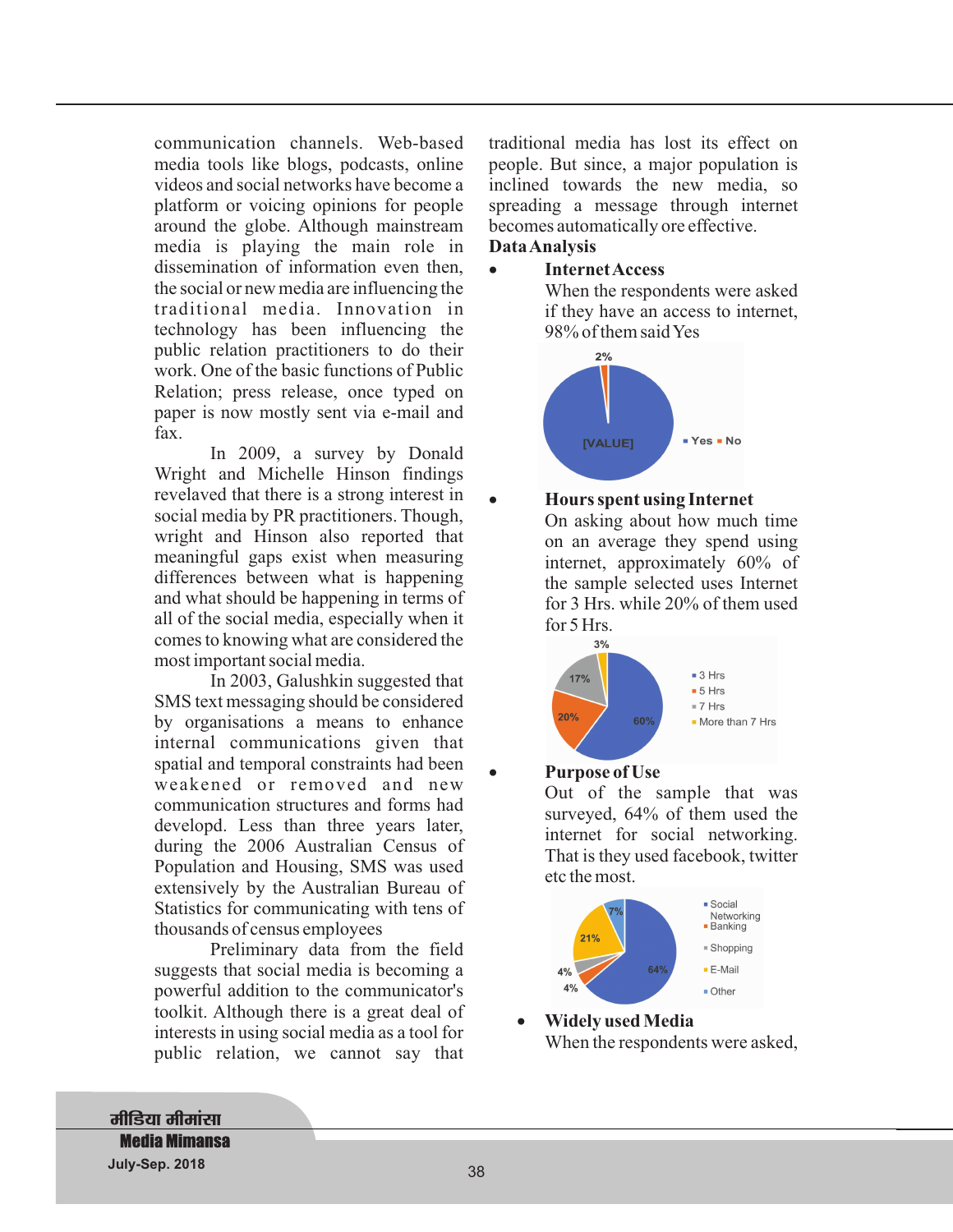communication channels. Web-based media tools like blogs, podcasts, online videos and social networks have become a platform or voicing opinions for people around the globe. Although mainstream media is playing the main role in dissemination of information even then, the social or new media are influencing the traditional media. Innovation in technology has been influencing the public relation practitioners to do their work. One of the basic functions of Public Relation; press release, once typed on paper is now mostly sent via e-mail and fax.

In 2009, a survey by Donald Wright and Michelle Hinson findings revelaved that there is a strong interest in social media by PR practitioners. Though, wright and Hinson also reported that meaningful gaps exist when measuring differences between what is happening and what should be happening in terms of all of the social media, especially when it comes to knowing what are considered the most important social media.

In 2003, Galushkin suggested that SMS text messaging should be considered by organisations a means to enhance internal communications given that spatial and temporal constraints had been weakened or removed and new communication structures and forms had developd. Less than three years later, during the 2006 Australian Census of Population and Housing, SMS was used extensively by the Australian Bureau of Statistics for communicating with tens of thousands of census employees

Preliminary data from the field suggests that social media is becoming a powerful addition to the communicator's toolkit. Although there is a great deal of interests in using social media as a tool for public relation, we cannot say that traditional media has lost its effect on people. But since, a major population is inclined towards the new media, so spreading a message through internet becomes automatically ore effective.

**Data Analysis**

- **Internet Access**
  When the respondents were asked if they have an access to internet, 98% of them said Yes

- **Hours spent using Internet**
  On asking about how much time on an average they spend using internet, approximately 60% of the sample selected uses Internet for 3 Hrs. while 20% of them used for 5 Hrs.

- **Purpose of Use**
  Out of the sample that was surveyed, 64% of them used the internet for social networking. That is they used facebook, twitter etc the most.

- **Widely used Media**
  When the respondents were asked,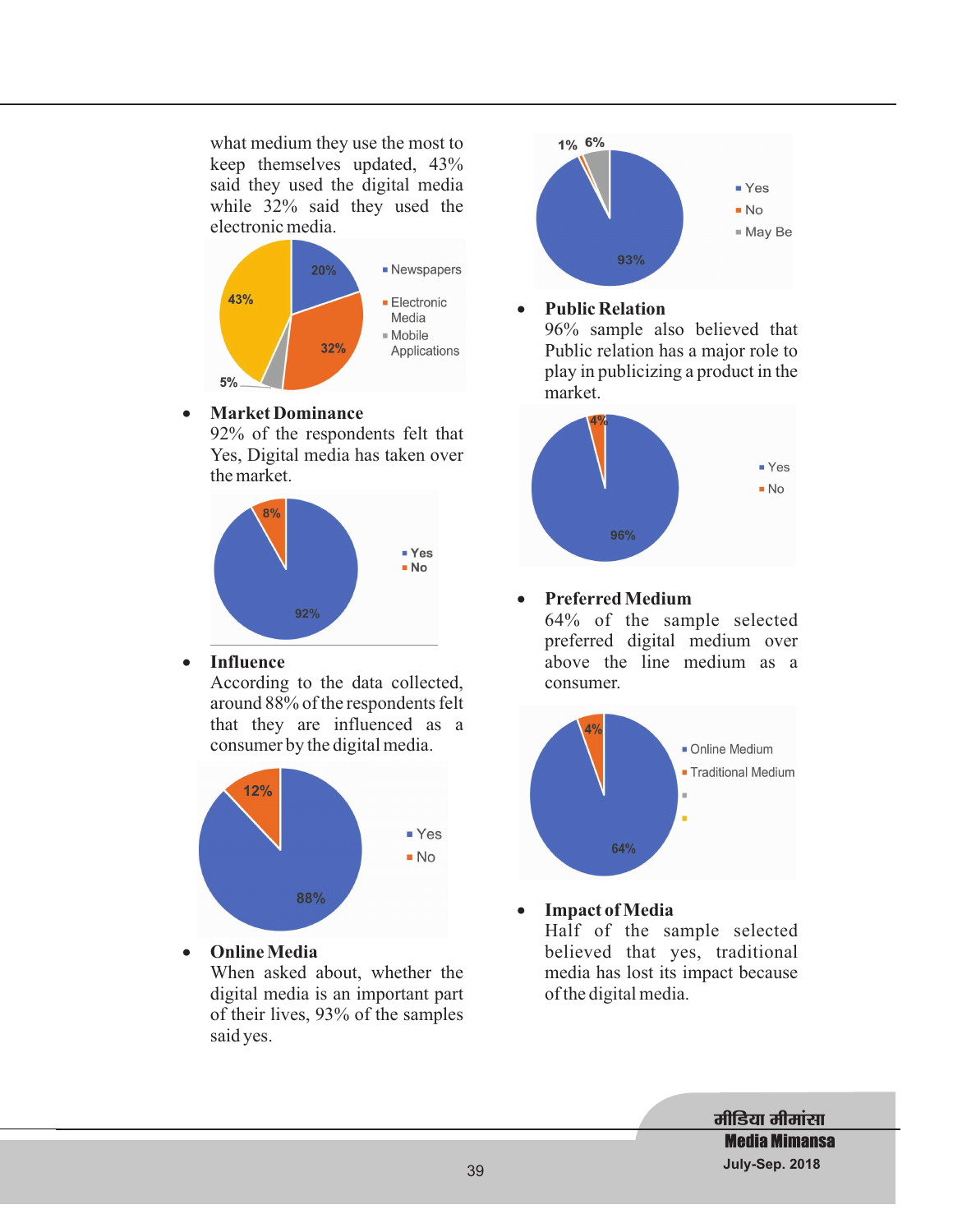what medium they use the most to keep themselves updated, 43% said they used the digital media while 32% said they used the electronic media.

- **Market Dominance**
  92% of the respondents felt that Yes, Digital media has taken over the market.

- **Influence**
  According to the data collected, around 88% of the respondents felt that they are influenced as a consumer by the digital media.

- **Online Media**
  When asked about, whether the digital media is an important part of their lives, 93% of the samples said yes.

- **Public Relation**
  96% sample also believed that Public relation has a major role to play in publicizing a product in the market.

- **Preferred Medium**
  64% of the sample selected preferred digital medium over above the line medium as a consumer.

- **Impact of Media**
  Half of the sample selected believed that yes, traditional media has lost its impact because of the digital media.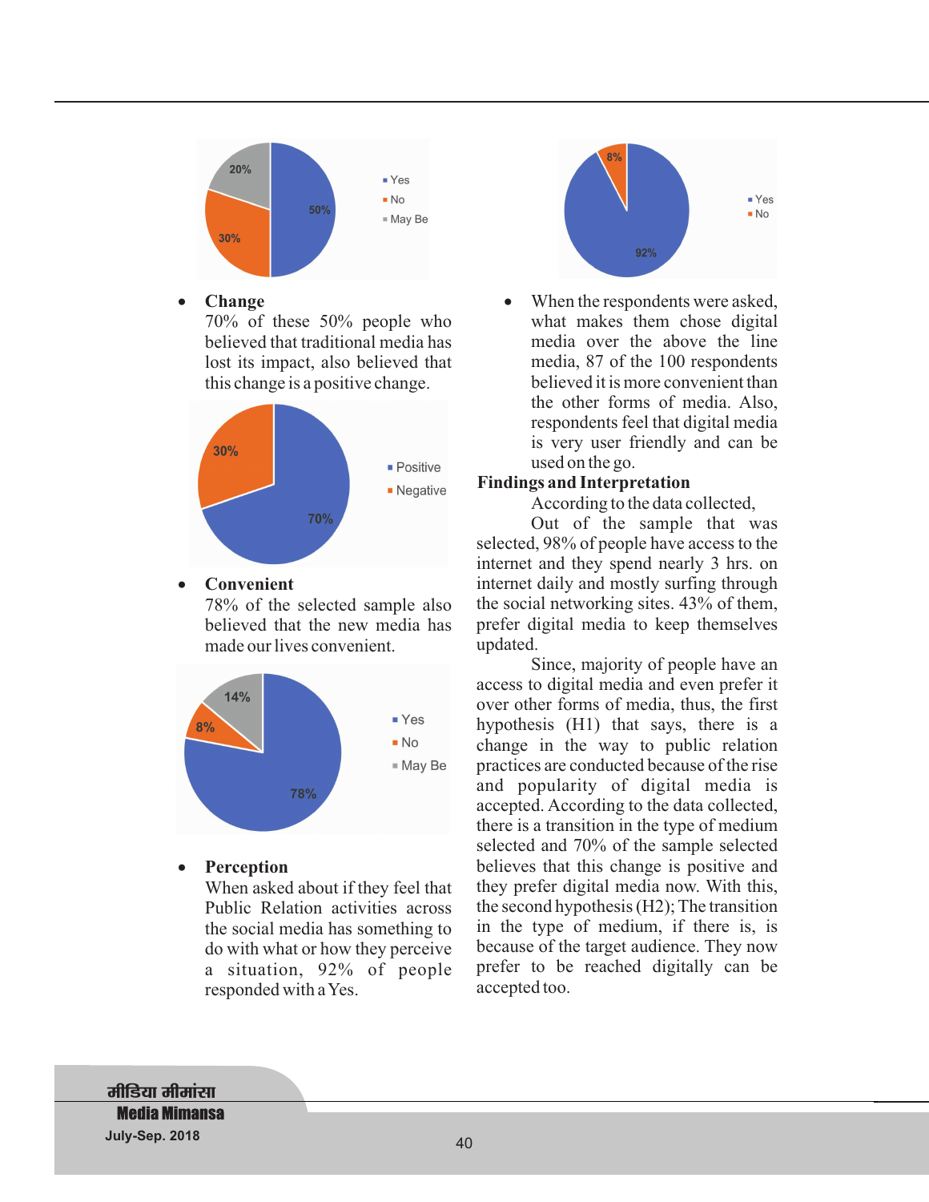- **Change**
  70% of these 50% people who believed that traditional media has lost its impact, also believed that this change is a positive change.

- **Convenient**
  78% of the selected sample also believed that the new media has made our lives convenient.

- **Perception**
  When asked about if they feel that Public Relation activities across the social media has something to do with what or how they perceive a situation, 92% of people responded with a Yes.

- When the respondents were asked, what makes them chose digital media over the above the line media, 87 of the 100 respondents believed it is more convenient than the other forms of media. Also, respondents feel that digital media is very user friendly and can be used on the go.

## Findings and Interpretation

According to the data collected,

Out of the sample that was selected, 98% of people have access to the internet and they spend nearly 3 hrs. on internet daily and mostly surfing through the social networking sites. 43% of them, prefer digital media to keep themselves updated.

Since, majority of people have an access to digital media and even prefer it over other forms of media, thus, the first hypothesis (H1) that says, there is a change in the way to public relation practices are conducted because of the rise and popularity of digital media is accepted. According to the data collected, there is a transition in the type of medium selected and 70% of the sample selected believes that this change is positive and they prefer digital media now. With this, the second hypothesis (H2); The transition in the type of medium, if there is, is because of the target audience. They now prefer to be reached digitally can be accepted too.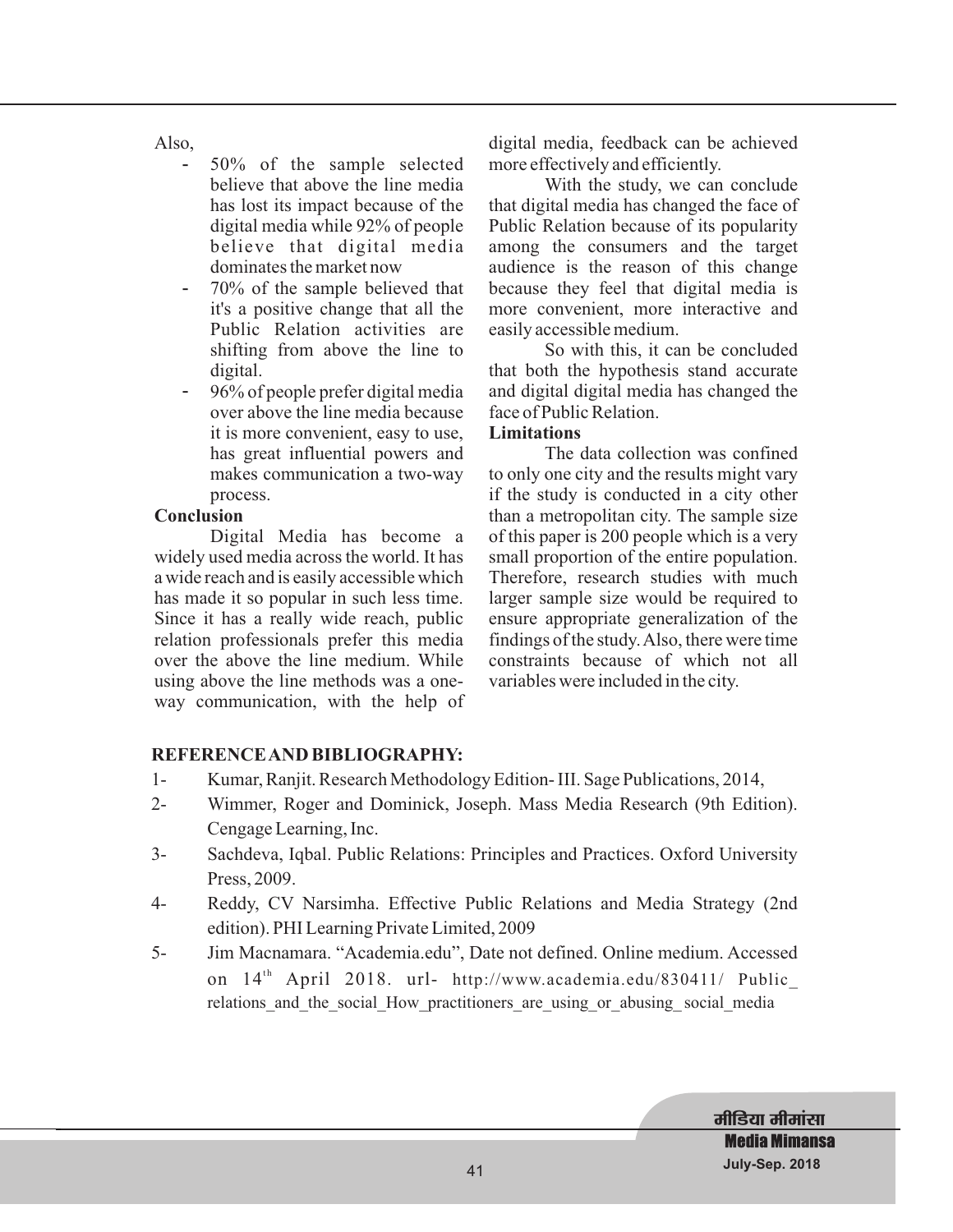Also,

- 50% of the sample selected believe that above the line media has lost its impact because of the digital media while 92% of people believe that digital media dominates the market now
- 70% of the sample believed that it's a positive change that all the Public Relation activities are shifting from above the line to digital.
- 96% of people prefer digital media over above the line media because it is more convenient, easy to use, has great influential powers and makes communication a two-way process.

**Conclusion**

Digital Media has become a widely used media across the world. It has a wide reach and is easily accessible which has made it so popular in such less time. Since it has a really wide reach, public relation professionals prefer this media over the above the line medium. While using above the line methods was a one-way communication, with the help of digital media, feedback can be achieved more effectively and efficiently.

With the study, we can conclude that digital media has changed the face of Public Relation because of its popularity among the consumers and the target audience is the reason of this change because they feel that digital media is more convenient, more interactive and easily accessible medium.

So with this, it can be concluded that both the hypothesis stand accurate and digital digital media has changed the face of Public Relation.

**Limitations**

The data collection was confined to only one city and the results might vary if the study is conducted in a city other than a metropolitan city. The sample size of this paper is 200 people which is a very small proportion of the entire population. Therefore, research studies with much larger sample size would be required to ensure appropriate generalization of the findings of the study. Also, there were time constraints because of which not all variables were included in the city.

**REFERENCE AND BIBLIOGRAPHY:**

1- Kumar, Ranjit. Research Methodology Edition- III. Sage Publications, 2014,

2- Wimmer, Roger and Dominick, Joseph. Mass Media Research (9th Edition). Cengage Learning, Inc.

3- Sachdeva, Iqbal. Public Relations: Principles and Practices. Oxford University Press, 2009.

4- Reddy, CV Narsimha. Effective Public Relations and Media Strategy (2nd edition). PHI Learning Private Limited, 2009

5- Jim Macnamara. "Academia.edu", Date not defined. Online medium. Accessed on 14th April 2018. url- http://www.academia.edu/830411/ Public_ relations_and_the_social_How_practitioners_are_using_or_abusing_ social_media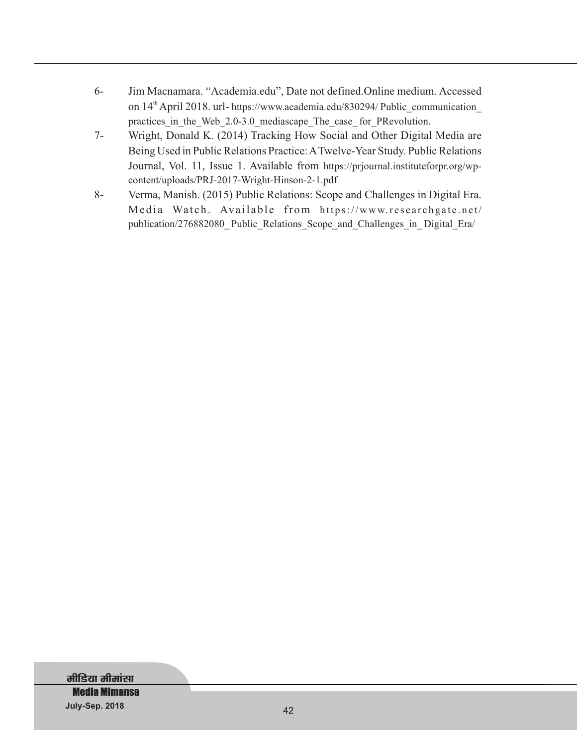6- Jim Macnamara. "Academia.edu", Date not defined.Online medium. Accessed on 14th April 2018. url- https://www.academia.edu/830294/ Public_communication_practices_in_the_Web_2.0-3.0_mediascape_The_case_ for_PRevolution.

7- Wright, Donald K. (2014) Tracking How Social and Other Digital Media are Being Used in Public Relations Practice: A Twelve-Year Study. Public Relations Journal, Vol. 11, Issue 1. Available from https://prjournal.instituteforpr.org/wp-content/uploads/PRJ-2017-Wright-Hinson-2-1.pdf

8- Verma, Manish. (2015) Public Relations: Scope and Challenges in Digital Era. Media Watch. Available from https://www.researchgate.net/publication/276882080_ Public_Relations_Scope_and_Challenges_in_ Digital_Era/